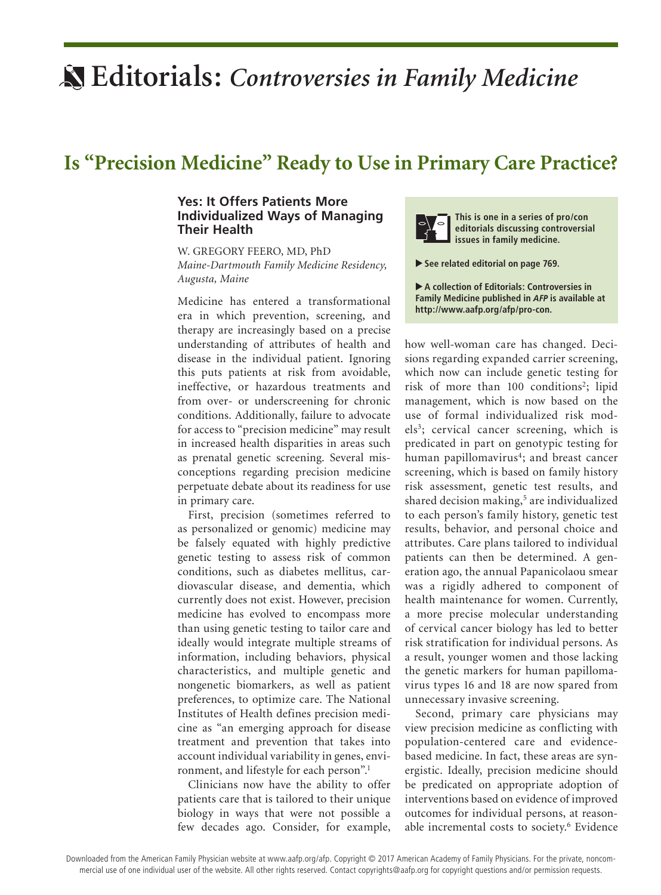# Editorials: *Controversies in Family Medicine*

## Is "Precision Medicine" Ready to Use in Primary Care Practice?

### Yes: It Offers Patients More Individualized Ways of Managing Their Health

W. GREGORY FEERO, MD, PhD
*Maine-Dartmouth Family Medicine Residency, Augusta, Maine*

> **This is one in a series of pro/con editorials discussing controversial issues in family medicine.**
>
> ▶ **See related editorial on page 769.**
>
> ▶ **A collection of Editorials: Controversies in Family Medicine published in *AFP* is available at http://www.aafp.org/afp/pro-con.**

Medicine has entered a transformational era in which prevention, screening, and therapy are increasingly based on a precise understanding of attributes of health and disease in the individual patient. Ignoring this puts patients at risk from avoidable, ineffective, or hazardous treatments and from over- or underscreening for chronic conditions. Additionally, failure to advocate for access to "precision medicine" may result in increased health disparities in areas such as prenatal genetic screening. Several misconceptions regarding precision medicine perpetuate debate about its readiness for use in primary care.

First, precision (sometimes referred to as personalized or genomic) medicine may be falsely equated with highly predictive genetic testing to assess risk of common conditions, such as diabetes mellitus, cardiovascular disease, and dementia, which currently does not exist. However, precision medicine has evolved to encompass more than using genetic testing to tailor care and ideally would integrate multiple streams of information, including behaviors, physical characteristics, and multiple genetic and nongenetic biomarkers, as well as patient preferences, to optimize care. The National Institutes of Health defines precision medicine as "an emerging approach for disease treatment and prevention that takes into account individual variability in genes, environment, and lifestyle for each person".[1]

Clinicians now have the ability to offer patients care that is tailored to their unique biology in ways that were not possible a few decades ago. Consider, for example, how well-woman care has changed. Decisions regarding expanded carrier screening, which now can include genetic testing for risk of more than 100 conditions[2]; lipid management, which is now based on the use of formal individualized risk models[3]; cervical cancer screening, which is predicated in part on genotypic testing for human papillomavirus[4]; and breast cancer screening, which is based on family history risk assessment, genetic test results, and shared decision making,[5] are individualized to each person's family history, genetic test results, behavior, and personal choice and attributes. Care plans tailored to individual patients can then be determined. A generation ago, the annual Papanicolaou smear was a rigidly adhered to component of health maintenance for women. Currently, a more precise molecular understanding of cervical cancer biology has led to better risk stratification for individual persons. As a result, younger women and those lacking the genetic markers for human papillomavirus types 16 and 18 are now spared from unnecessary invasive screening.

Second, primary care physicians may view precision medicine as conflicting with population-centered care and evidence-based medicine. In fact, these areas are synergistic. Ideally, precision medicine should be predicated on appropriate adoption of interventions based on evidence of improved outcomes for individual persons, at reasonable incremental costs to society.[6] Evidence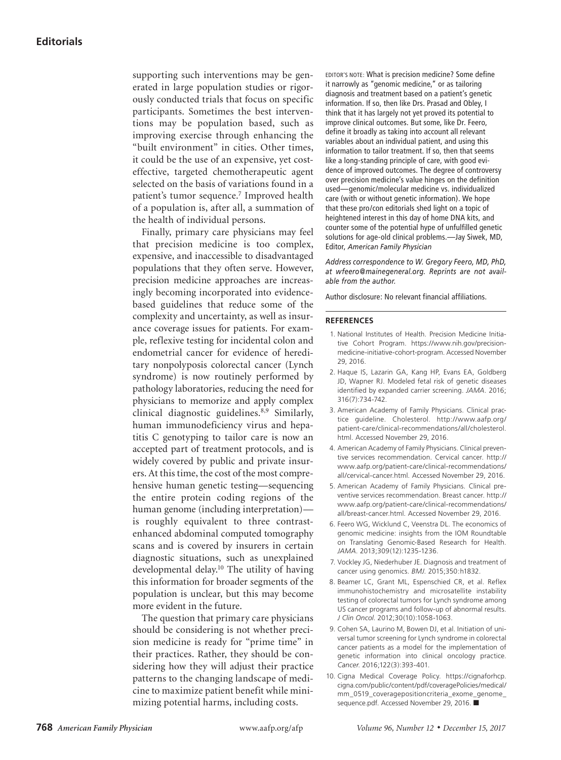supporting such interventions may be generated in large population studies or rigorously conducted trials that focus on specific participants. Sometimes the best interventions may be population based, such as improving exercise through enhancing the "built environment" in cities. Other times, it could be the use of an expensive, yet cost-effective, targeted chemotherapeutic agent selected on the basis of variations found in a patient's tumor sequence.[7] Improved health of a population is, after all, a summation of the health of individual persons.

Finally, primary care physicians may feel that precision medicine is too complex, expensive, and inaccessible to disadvantaged populations that they often serve. However, precision medicine approaches are increasingly becoming incorporated into evidence-based guidelines that reduce some of the complexity and uncertainty, as well as insurance coverage issues for patients. For example, reflexive testing for incidental colon and endometrial cancer for evidence of hereditary nonpolyposis colorectal cancer (Lynch syndrome) is now routinely performed by pathology laboratories, reducing the need for physicians to memorize and apply complex clinical diagnostic guidelines.[8,9] Similarly, human immunodeficiency virus and hepatitis C genotyping to tailor care is now an accepted part of treatment protocols, and is widely covered by public and private insurers. At this time, the cost of the most comprehensive human genetic testing—sequencing the entire protein coding regions of the human genome (including interpretation)—is roughly equivalent to three contrast-enhanced abdominal computed tomography scans and is covered by insurers in certain diagnostic situations, such as unexplained developmental delay.[10] The utility of having this information for broader segments of the population is unclear, but this may become more evident in the future.

The question that primary care physicians should be considering is not whether precision medicine is ready for "prime time" in their practices. Rather, they should be considering how they will adjust their practice patterns to the changing landscape of medicine to maximize patient benefit while minimizing potential harms, including costs.

EDITOR'S NOTE: What is precision medicine? Some define it narrowly as "genomic medicine," or as tailoring diagnosis and treatment based on a patient's genetic information. If so, then like Drs. Prasad and Obley, I think that it has largely not yet proved its potential to improve clinical outcomes. But some, like Dr. Feero, define it broadly as taking into account all relevant variables about an individual patient, and using this information to tailor treatment. If so, then that seems like a long-standing principle of care, with good evidence of improved outcomes. The degree of controversy over precision medicine's value hinges on the definition used—genomic/molecular medicine vs. individualized care (with or without genetic information). We hope that these pro/con editorials shed light on a topic of heightened interest in this day of home DNA kits, and counter some of the potential hype of unfulfilled genetic solutions for age-old clinical problems.—Jay Siwek, MD, Editor, *American Family Physician*

*Address correspondence to W. Gregory Feero, MD, PhD, at wfeero@mainegeneral.org. Reprints are not available from the author.*

Author disclosure: No relevant financial affiliations.

## REFERENCES

1. National Institutes of Health. Precision Medicine Initiative Cohort Program. https://www.nih.gov/precision-medicine-initiative-cohort-program. Accessed November 29, 2016.
2. Haque IS, Lazarin GA, Kang HP, Evans EA, Goldberg JD, Wapner RJ. Modeled fetal risk of genetic diseases identified by expanded carrier screening. *JAMA*. 2016;316(7):734-742.
3. American Academy of Family Physicians. Clinical practice guideline. Cholesterol. http://www.aafp.org/patient-care/clinical-recommendations/all/cholesterol.html. Accessed November 29, 2016.
4. American Academy of Family Physicians. Clinical preventive services recommendation. Cervical cancer. http://www.aafp.org/patient-care/clinical-recommendations/all/cervical-cancer.html. Accessed November 29, 2016.
5. American Academy of Family Physicians. Clinical preventive services recommendation. Breast cancer. http://www.aafp.org/patient-care/clinical-recommendations/all/breast-cancer.html. Accessed November 29, 2016.
6. Feero WG, Wicklund C, Veenstra DL. The economics of genomic medicine: insights from the IOM Roundtable on Translating Genomic-Based Research for Health. *JAMA*. 2013;309(12):1235-1236.
7. Vockley JG, Niederhuber JE. Diagnosis and treatment of cancer using genomics. *BMJ*. 2015;350:h1832.
8. Beamer LC, Grant ML, Espenschied CR, et al. Reflex immunohistochemistry and microsatellite instability testing of colorectal tumors for Lynch syndrome among US cancer programs and follow-up of abnormal results. *J Clin Oncol*. 2012;30(10):1058-1063.
9. Cohen SA, Laurino M, Bowen DJ, et al. Initiation of universal tumor screening for Lynch syndrome in colorectal cancer patients as a model for the implementation of genetic information into clinical oncology practice. *Cancer*. 2016;122(3):393-401.
10. Cigna Medical Coverage Policy. https://cignaforhcp.cigna.com/public/content/pdf/coveragePolicies/medical/mm_0519_coveragepositioncriteria_exome_genome_sequence.pdf. Accessed November 29, 2016. ■